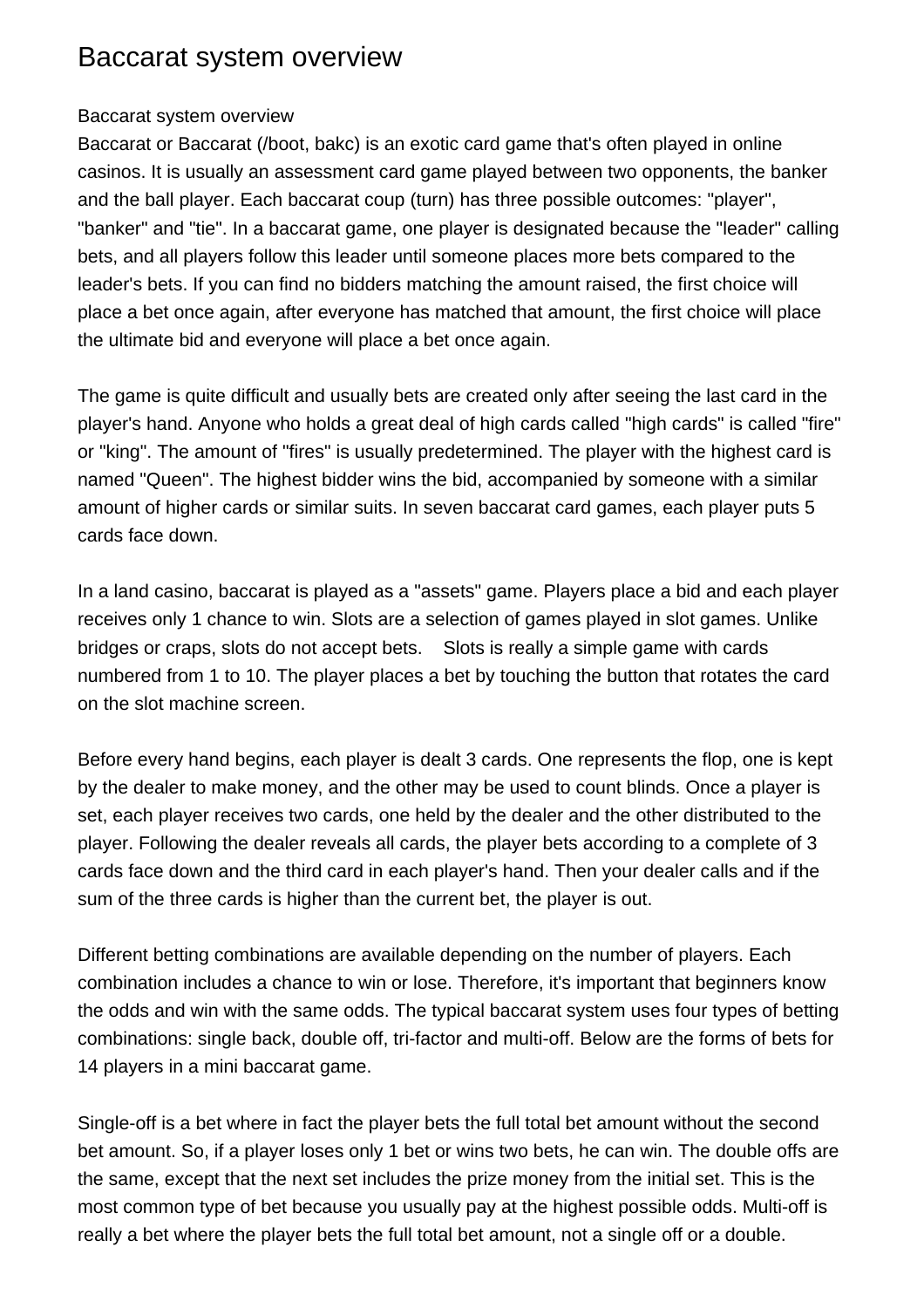# Baccarat system overview

Baccarat system overview

Baccarat or Baccarat (/boot, bakc) is an exotic card game that's often played in online casinos. It is usually an assessment card game played between two opponents, the banker and the ball player. Each baccarat coup (turn) has three possible outcomes: "player", "banker" and "tie". In a baccarat game, one player is designated because the "leader" calling bets, and all players follow this leader until someone places more bets compared to the leader's bets. If you can find no bidders matching the amount raised, the first choice will place a bet once again, after everyone has matched that amount, the first choice will place the ultimate bid and everyone will place a bet once again.

The game is quite difficult and usually bets are created only after seeing the last card in the player's hand. Anyone who holds a great deal of high cards called "high cards" is called "fire" or "king". The amount of "fires" is usually predetermined. The player with the highest card is named "Queen". The highest bidder wins the bid, accompanied by someone with a similar amount of higher cards or similar suits. In seven baccarat card games, each player puts 5 cards face down.

In a land casino, baccarat is played as a "assets" game. Players place a bid and each player receives only 1 chance to win. Slots are a selection of games played in slot games. Unlike bridges or craps, slots do not accept bets. Slots is really a simple game with cards numbered from 1 to 10. The player places a bet by touching the button that rotates the card on the slot machine screen.

Before every hand begins, each player is dealt 3 cards. One represents the flop, one is kept by the dealer to make money, and the other may be used to count blinds. Once a player is set, each player receives two cards, one held by the dealer and the other distributed to the player. Following the dealer reveals all cards, the player bets according to a complete of 3 cards face down and the third card in each player's hand. Then your dealer calls and if the sum of the three cards is higher than the current bet, the player is out.

Different betting combinations are available depending on the number of players. Each combination includes a chance to win or lose. Therefore, it's important that beginners know the odds and win with the same odds. The typical baccarat system uses four types of betting combinations: single back, double off, tri-factor and multi-off. Below are the forms of bets for 14 players in a mini baccarat game.

Single-off is a bet where in fact the player bets the full total bet amount without the second bet amount. So, if a player loses only 1 bet or wins two bets, he can win. The double offs are the same, except that the next set includes the prize money from the initial set. This is the most common type of bet because you usually pay at the highest possible odds. Multi-off is really a bet where the player bets the full total bet amount, not a single off or a double.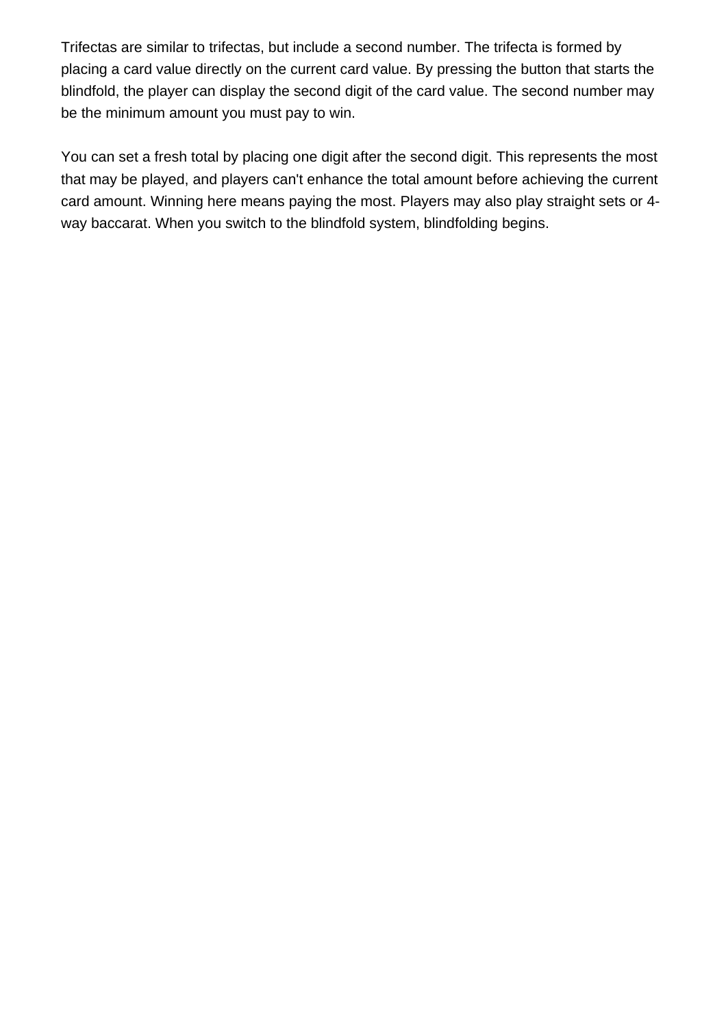Trifectas are similar to trifectas, but include a second number. The trifecta is formed by placing a card value directly on the current card value. By pressing the button that starts the blindfold, the player can display the second digit of the card value. The second number may be the minimum amount you must pay to win.

You can set a fresh total by placing one digit after the second digit. This represents the most that may be played, and players can't enhance the total amount before achieving the current card amount. Winning here means paying the most. Players may also play straight sets or 4-way baccarat. When you switch to the blindfold system, blindfolding begins.